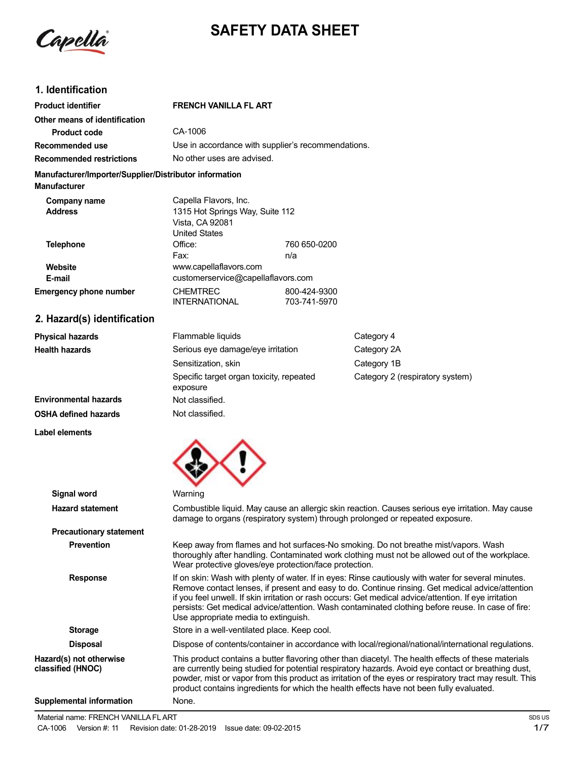# SAFETY DATA SHEET

## 1. Identification

| | | |
|---|---|---|
| **Product identifier** | **FRENCH VANILLA FL ART** | |
| **Other means of identification** | | |
| **Product code** | CA-1006 | |
| **Recommended use** | Use in accordance with supplier's recommendations. | |
| **Recommended restrictions** | No other uses are advised. | |

**Manufacturer/Importer/Supplier/Distributor information**

**Manufacturer**

| | | |
|---|---|---|
| **Company name** | Capella Flavors, Inc. | |
| **Address** | 1315 Hot Springs Way, Suite 112<br>Vista, CA 92081<br>United States | |
| **Telephone** | Office: | 760 650-0200 |
| | Fax: | n/a |
| **Website** | www.capellaflavors.com | |
| **E-mail** | customerservice@capellaflavors.com | |
| **Emergency phone number** | CHEMTREC | 800-424-9300 |
| | INTERNATIONAL | 703-741-5970 |

## 2. Hazard(s) identification

| | | |
|---|---|---|
| **Physical hazards** | Flammable liquids | Category 4 |
| **Health hazards** | Serious eye damage/eye irritation | Category 2A |
| | Sensitization, skin | Category 1B |
| | Specific target organ toxicity, repeated exposure | Category 2 (respiratory system) |
| **Environmental hazards** | Not classified. | |
| **OSHA defined hazards** | Not classified. | |

**Label elements**

**Signal word** Warning

**Hazard statement** Combustible liquid. May cause an allergic skin reaction. Causes serious eye irritation. May cause damage to organs (respiratory system) through prolonged or repeated exposure.

**Precautionary statement**

**Prevention** Keep away from flames and hot surfaces-No smoking. Do not breathe mist/vapors. Wash thoroughly after handling. Contaminated work clothing must not be allowed out of the workplace. Wear protective gloves/eye protection/face protection.

**Response** If on skin: Wash with plenty of water. If in eyes: Rinse cautiously with water for several minutes. Remove contact lenses, if present and easy to do. Continue rinsing. Get medical advice/attention if you feel unwell. If skin irritation or rash occurs: Get medical advice/attention. If eye irritation persists: Get medical advice/attention. Wash contaminated clothing before reuse. In case of fire: Use appropriate media to extinguish.

**Storage** Store in a well-ventilated place. Keep cool.

**Disposal** Dispose of contents/container in accordance with local/regional/national/international regulations.

**Hazard(s) not otherwise classified (HNOC)** This product contains a butter flavoring other than diacetyl. The health effects of these materials are currently being studied for potential respiratory hazards. Avoid eye contact or breathing dust, powder, mist or vapor from this product as irritation of the eyes or respiratory tract may result. This product contains ingredients for which the health effects have not been fully evaluated.

**Supplemental information** None.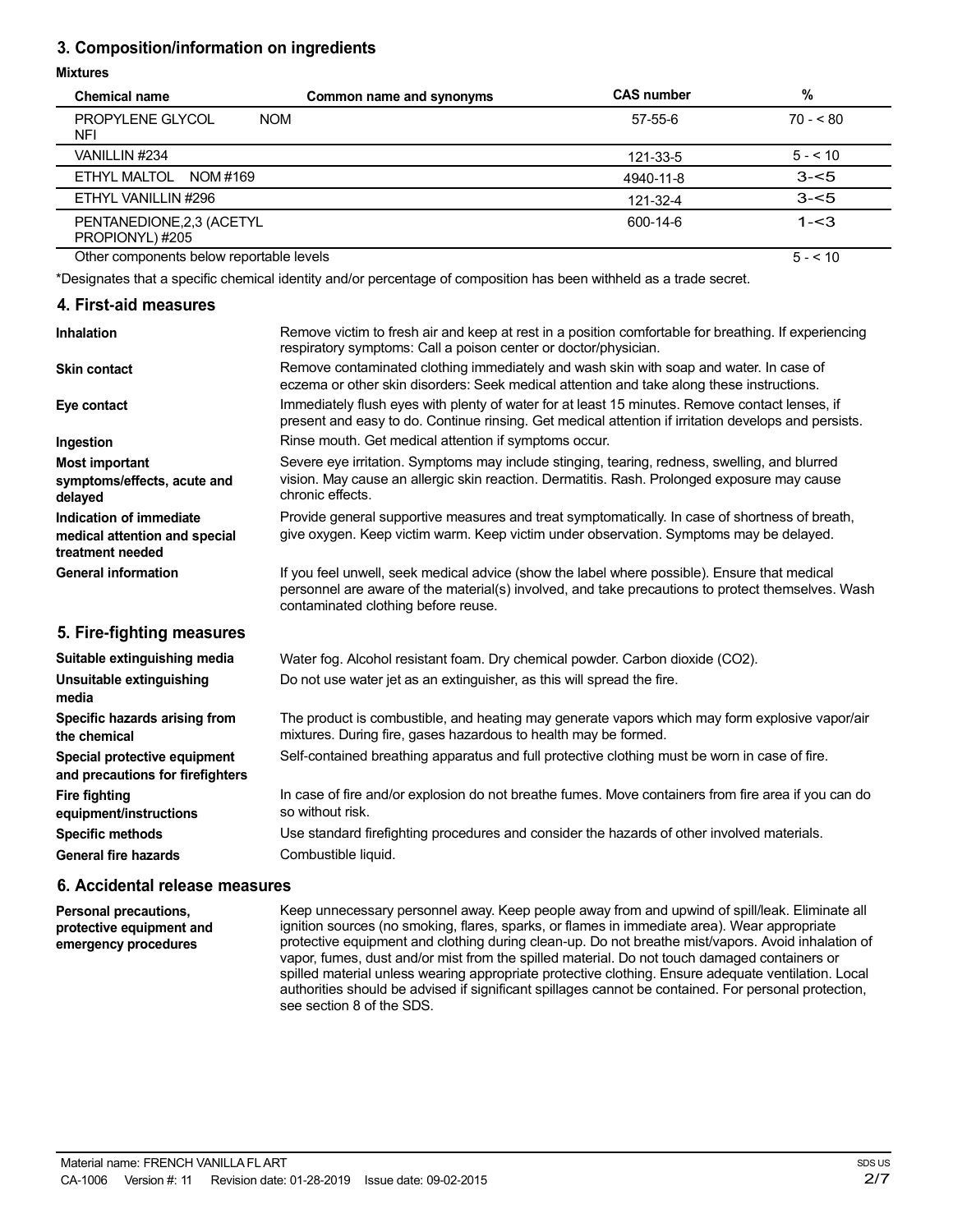## 3. Composition/information on ingredients

**Mixtures**

| Chemical name | Common name and synonyms | CAS number | % |
|---|---|---|---|
| PROPYLENE GLYCOL NFI | NOM | 57-55-6 | 70 - < 80 |
| VANILLIN #234 | | 121-33-5 | 5 - < 10 |
| ETHYL MALTOL NOM #169 | | 4940-11-8 | 3-<5 |
| ETHYL VANILLIN #296 | | 121-32-4 | 3-<5 |
| PENTANEDIONE,2,3 (ACETYL PROPIONYL) #205 | | 600-14-6 | 1-<3 |
| Other components below reportable levels | | | 5 - < 10 |

*Designates that a specific chemical identity and/or percentage of composition has been withheld as a trade secret.

## 4. First-aid measures

**Inhalation**
Remove victim to fresh air and keep at rest in a position comfortable for breathing. If experiencing respiratory symptoms: Call a poison center or doctor/physician.

**Skin contact**
Remove contaminated clothing immediately and wash skin with soap and water. In case of eczema or other skin disorders: Seek medical attention and take along these instructions.

**Eye contact**
Immediately flush eyes with plenty of water for at least 15 minutes. Remove contact lenses, if present and easy to do. Continue rinsing. Get medical attention if irritation develops and persists.

**Ingestion**
Rinse mouth. Get medical attention if symptoms occur.

**Most important symptoms/effects, acute and delayed**
Severe eye irritation. Symptoms may include stinging, tearing, redness, swelling, and blurred vision. May cause an allergic skin reaction. Dermatitis. Rash. Prolonged exposure may cause chronic effects.

**Indication of immediate medical attention and special treatment needed**
Provide general supportive measures and treat symptomatically. In case of shortness of breath, give oxygen. Keep victim warm. Keep victim under observation. Symptoms may be delayed.

**General information**
If you feel unwell, seek medical advice (show the label where possible). Ensure that medical personnel are aware of the material(s) involved, and take precautions to protect themselves. Wash contaminated clothing before reuse.

## 5. Fire-fighting measures

**Suitable extinguishing media**
Water fog. Alcohol resistant foam. Dry chemical powder. Carbon dioxide ($CO_2$).

**Unsuitable extinguishing media**
Do not use water jet as an extinguisher, as this will spread the fire.

**Specific hazards arising from the chemical**
The product is combustible, and heating may generate vapors which may form explosive vapor/air mixtures. During fire, gases hazardous to health may be formed.

**Special protective equipment and precautions for firefighters**
Self-contained breathing apparatus and full protective clothing must be worn in case of fire.

**Fire fighting equipment/instructions**
In case of fire and/or explosion do not breathe fumes. Move containers from fire area if you can do so without risk.

**Specific methods**
Use standard firefighting procedures and consider the hazards of other involved materials.

**General fire hazards**
Combustible liquid.

## 6. Accidental release measures

**Personal precautions, protective equipment and emergency procedures**
Keep unnecessary personnel away. Keep people away from and upwind of spill/leak. Eliminate all ignition sources (no smoking, flares, sparks, or flames in immediate area). Wear appropriate protective equipment and clothing during clean-up. Do not breathe mist/vapors. Avoid inhalation of vapor, fumes, dust and/or mist from the spilled material. Do not touch damaged containers or spilled material unless wearing appropriate protective clothing. Ensure adequate ventilation. Local authorities should be advised if significant spillages cannot be contained. For personal protection, see section 8 of the SDS.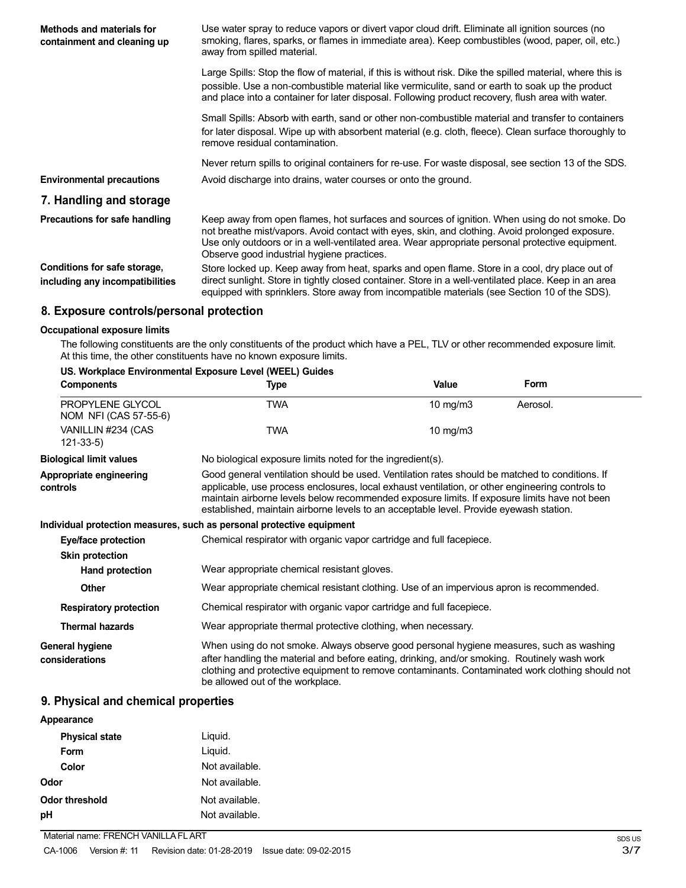**Methods and materials for containment and cleaning up**

Use water spray to reduce vapors or divert vapor cloud drift. Eliminate all ignition sources (no smoking, flares, sparks, or flames in immediate area). Keep combustibles (wood, paper, oil, etc.) away from spilled material.

Large Spills: Stop the flow of material, if this is without risk. Dike the spilled material, where this is possible. Use a non-combustible material like vermiculite, sand or earth to soak up the product and place into a container for later disposal. Following product recovery, flush area with water.

Small Spills: Absorb with earth, sand or other non-combustible material and transfer to containers for later disposal. Wipe up with absorbent material (e.g. cloth, fleece). Clean surface thoroughly to remove residual contamination.

Never return spills to original containers for re-use. For waste disposal, see section 13 of the SDS.

**Environmental precautions**

Avoid discharge into drains, water courses or onto the ground.

## 7. Handling and storage

**Precautions for safe handling**

Keep away from open flames, hot surfaces and sources of ignition. When using do not smoke. Do not breathe mist/vapors. Avoid contact with eyes, skin, and clothing. Avoid prolonged exposure. Use only outdoors or in a well-ventilated area. Wear appropriate personal protective equipment. Observe good industrial hygiene practices.

**Conditions for safe storage, including any incompatibilities**

Store locked up. Keep away from heat, sparks and open flame. Store in a cool, dry place out of direct sunlight. Store in tightly closed container. Store in a well-ventilated place. Keep in an area equipped with sprinklers. Store away from incompatible materials (see Section 10 of the SDS).

## 8. Exposure controls/personal protection

### Occupational exposure limits

The following constituents are the only constituents of the product which have a PEL, TLV or other recommended exposure limit. At this time, the other constituents have no known exposure limits.

**US. Workplace Environmental Exposure Level (WEEL) Guides**

| Components | Type | Value | Form |
|---|---|---|---|
| PROPYLENE GLYCOL NOM NFI (CAS 57-55-6) | TWA | 10 mg/m3 | Aerosol. |
| VANILLIN #234 (CAS 121-33-5) | TWA | 10 mg/m3 | |

**Biological limit values**

No biological exposure limits noted for the ingredient(s).

**Appropriate engineering controls**

Good general ventilation should be used. Ventilation rates should be matched to conditions. If applicable, use process enclosures, local exhaust ventilation, or other engineering controls to maintain airborne levels below recommended exposure limits. If exposure limits have not been established, maintain airborne levels to an acceptable level. Provide eyewash station.

**Individual protection measures, such as personal protective equipment**

**Eye/face protection**

Chemical respirator with organic vapor cartridge and full facepiece.

**Skin protection**

**Hand protection**

Wear appropriate chemical resistant gloves.

**Other**

Wear appropriate chemical resistant clothing. Use of an impervious apron is recommended.

**Respiratory protection**

Chemical respirator with organic vapor cartridge and full facepiece.

**Thermal hazards**

Wear appropriate thermal protective clothing, when necessary.

**General hygiene considerations**

When using do not smoke. Always observe good personal hygiene measures, such as washing after handling the material and before eating, drinking, and/or smoking. Routinely wash work clothing and protective equipment to remove contaminants. Contaminated work clothing should not be allowed out of the workplace.

## 9. Physical and chemical properties

**Appearance**

| | |
|---|---|
| **Physical state** | Liquid. |
| **Form** | Liquid. |
| **Color** | Not available. |
| **Odor** | Not available. |
| **Odor threshold** | Not available. |
| **pH** | Not available. |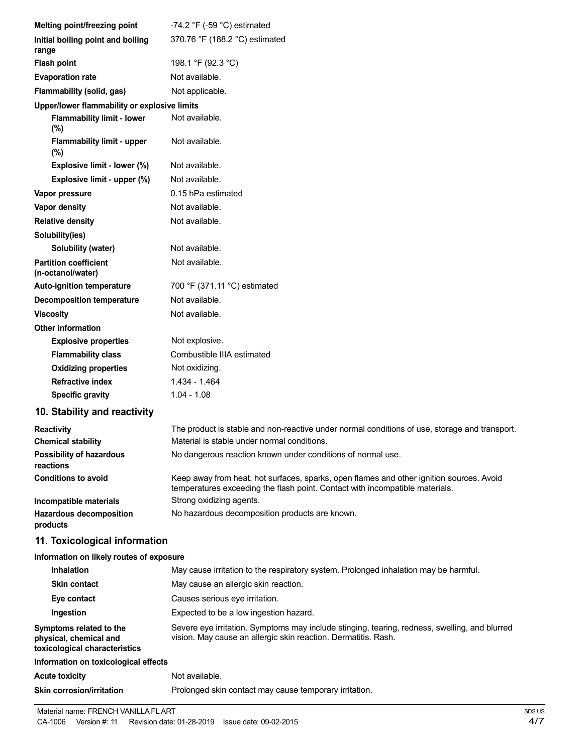| | |
|---|---|
| **Melting point/freezing point** | -74.2 °F (-59 °C) estimated |
| **Initial boiling point and boiling range** | 370.76 °F (188.2 °C) estimated |
| **Flash point** | 198.1 °F (92.3 °C) |
| **Evaporation rate** | Not available. |
| **Flammability (solid, gas)** | Not applicable. |
| **Upper/lower flammability or explosive limits** | |
| **Flammability limit - lower (%)** | Not available. |
| **Flammability limit - upper (%)** | Not available. |
| **Explosive limit - lower (%)** | Not available. |
| **Explosive limit - upper (%)** | Not available. |
| **Vapor pressure** | 0.15 hPa estimated |
| **Vapor density** | Not available. |
| **Relative density** | Not available. |
| **Solubility(ies)** | |
| **Solubility (water)** | Not available. |
| **Partition coefficient (n-octanol/water)** | Not available. |
| **Auto-ignition temperature** | 700 °F (371.11 °C) estimated |
| **Decomposition temperature** | Not available. |
| **Viscosity** | Not available. |
| **Other information** | |
| **Explosive properties** | Not explosive. |
| **Flammability class** | Combustible IIIA estimated |
| **Oxidizing properties** | Not oxidizing. |
| **Refractive index** | 1.434 - 1.464 |
| **Specific gravity** | 1.04 - 1.08 |

## 10. Stability and reactivity

| | |
|---|---|
| **Reactivity** | The product is stable and non-reactive under normal conditions of use, storage and transport. |
| **Chemical stability** | Material is stable under normal conditions. |
| **Possibility of hazardous reactions** | No dangerous reaction known under conditions of normal use. |
| **Conditions to avoid** | Keep away from heat, hot surfaces, sparks, open flames and other ignition sources. Avoid temperatures exceeding the flash point. Contact with incompatible materials. |
| **Incompatible materials** | Strong oxidizing agents. |
| **Hazardous decomposition products** | No hazardous decomposition products are known. |

## 11. Toxicological information

| | |
|---|---|
| **Information on likely routes of exposure** | |
| **Inhalation** | May cause irritation to the respiratory system. Prolonged inhalation may be harmful. |
| **Skin contact** | May cause an allergic skin reaction. |
| **Eye contact** | Causes serious eye irritation. |
| **Ingestion** | Expected to be a low ingestion hazard. |
| **Symptoms related to the physical, chemical and toxicological characteristics** | Severe eye irritation. Symptoms may include stinging, tearing, redness, swelling, and blurred vision. May cause an allergic skin reaction. Dermatitis. Rash. |
| **Information on toxicological effects** | |
| **Acute toxicity** | Not available. |
| **Skin corrosion/irritation** | Prolonged skin contact may cause temporary irritation. |

Material name: FRENCH VANILLA FL ART
CA-1006 Version #: 11 Revision date: 01-28-2019 Issue date: 09-02-2015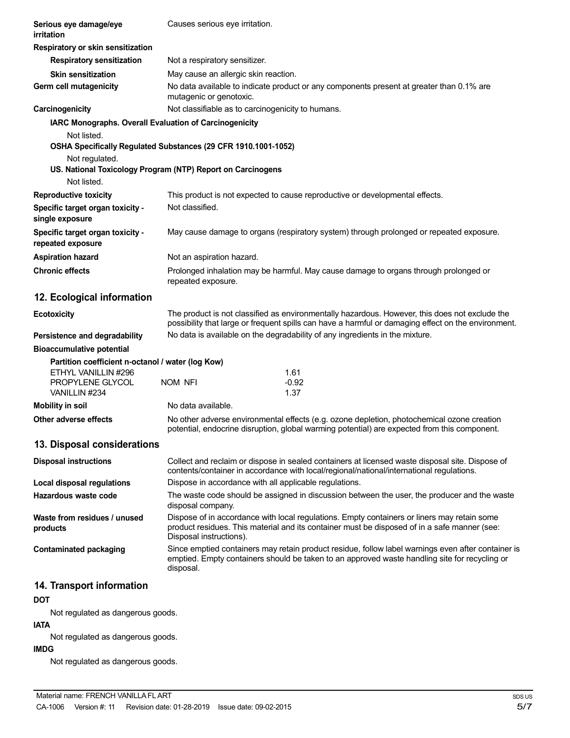| | |
|---|---|
| **Serious eye damage/eye irritation** | Causes serious eye irritation. |
| **Respiratory or skin sensitization** | |
| **Respiratory sensitization** | Not a respiratory sensitizer. |
| **Skin sensitization** | May cause an allergic skin reaction. |
| **Germ cell mutagenicity** | No data available to indicate product or any components present at greater than 0.1% are mutagenic or genotoxic. |
| **Carcinogenicity** | Not classifiable as to carcinogenicity to humans. |

**IARC Monographs. Overall Evaluation of Carcinogenicity**

Not listed.

**OSHA Specifically Regulated Substances (29 CFR 1910.1001-1052)**

Not regulated.

**US. National Toxicology Program (NTP) Report on Carcinogens**

Not listed.

| | |
|---|---|
| **Reproductive toxicity** | This product is not expected to cause reproductive or developmental effects. |
| **Specific target organ toxicity - single exposure** | Not classified. |
| **Specific target organ toxicity - repeated exposure** | May cause damage to organs (respiratory system) through prolonged or repeated exposure. |
| **Aspiration hazard** | Not an aspiration hazard. |
| **Chronic effects** | Prolonged inhalation may be harmful. May cause damage to organs through prolonged or repeated exposure. |

## 12. Ecological information

| | |
|---|---|
| **Ecotoxicity** | The product is not classified as environmentally hazardous. However, this does not exclude the possibility that large or frequent spills can have a harmful or damaging effect on the environment. |
| **Persistence and degradability** | No data is available on the degradability of any ingredients in the mixture. |
| **Bioaccumulative potential** | |

**Partition coefficient n-octanol / water (log Kow)**

| | | |
|---|---|---|
| ETHYL VANILLIN #296 | | 1.61 |
| PROPYLENE GLYCOL | NOM NFI | -0.92 |
| VANILLIN #234 | | 1.37 |

| | |
|---|---|
| **Mobility in soil** | No data available. |
| **Other adverse effects** | No other adverse environmental effects (e.g. ozone depletion, photochemical ozone creation potential, endocrine disruption, global warming potential) are expected from this component. |

## 13. Disposal considerations

| | |
|---|---|
| **Disposal instructions** | Collect and reclaim or dispose in sealed containers at licensed waste disposal site. Dispose of contents/container in accordance with local/regional/national/international regulations. |
| **Local disposal regulations** | Dispose in accordance with all applicable regulations. |
| **Hazardous waste code** | The waste code should be assigned in discussion between the user, the producer and the waste disposal company. |
| **Waste from residues / unused products** | Dispose of in accordance with local regulations. Empty containers or liners may retain some product residues. This material and its container must be disposed of in a safe manner (see: Disposal instructions). |
| **Contaminated packaging** | Since emptied containers may retain product residue, follow label warnings even after container is emptied. Empty containers should be taken to an approved waste handling site for recycling or disposal. |

## 14. Transport information

**DOT**

Not regulated as dangerous goods.

**IATA**

Not regulated as dangerous goods.

**IMDG**

Not regulated as dangerous goods.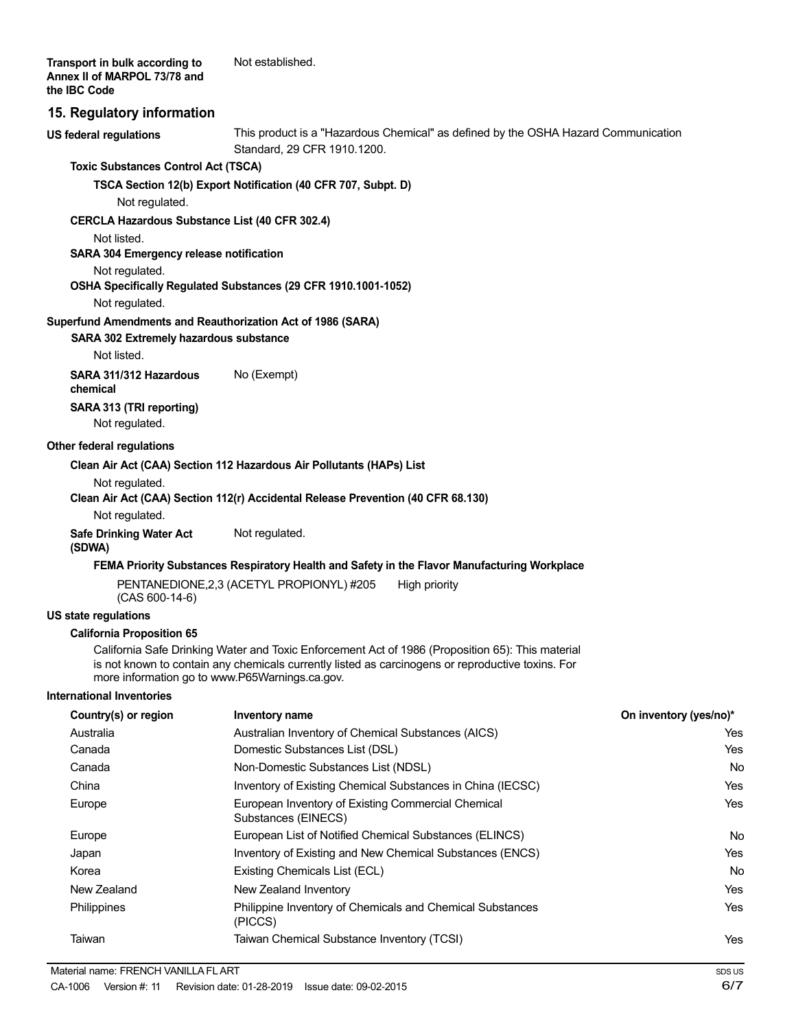**Transport in bulk according to Annex II of MARPOL 73/78 and the IBC Code** Not established.

## 15. Regulatory information

**US federal regulations** This product is a "Hazardous Chemical" as defined by the OSHA Hazard Communication Standard, 29 CFR 1910.1200.

**Toxic Substances Control Act (TSCA)**

**TSCA Section 12(b) Export Notification (40 CFR 707, Subpt. D)**

Not regulated.

**CERCLA Hazardous Substance List (40 CFR 302.4)**

Not listed.

**SARA 304 Emergency release notification**

Not regulated.

**OSHA Specifically Regulated Substances (29 CFR 1910.1001-1052)**

Not regulated.

**Superfund Amendments and Reauthorization Act of 1986 (SARA)**

**SARA 302 Extremely hazardous substance**

Not listed.

**SARA 311/312 Hazardous chemical** No (Exempt)

**SARA 313 (TRI reporting)**

Not regulated.

**Other federal regulations**

**Clean Air Act (CAA) Section 112 Hazardous Air Pollutants (HAPs) List**

Not regulated.

**Clean Air Act (CAA) Section 112(r) Accidental Release Prevention (40 CFR 68.130)**

Not regulated.

**Safe Drinking Water Act (SDWA)** Not regulated.

**FEMA Priority Substances Respiratory Health and Safety in the Flavor Manufacturing Workplace**

PENTANEDIONE,2,3 (ACETYL PROPIONYL) #205 (CAS 600-14-6) High priority

**US state regulations**

**California Proposition 65**

California Safe Drinking Water and Toxic Enforcement Act of 1986 (Proposition 65): This material is not known to contain any chemicals currently listed as carcinogens or reproductive toxins. For more information go to www.P65Warnings.ca.gov.

**International Inventories**

| Country(s) or region | Inventory name | On inventory (yes/no)* |
|---|---|---|
| Australia | Australian Inventory of Chemical Substances (AICS) | Yes |
| Canada | Domestic Substances List (DSL) | Yes |
| Canada | Non-Domestic Substances List (NDSL) | No |
| China | Inventory of Existing Chemical Substances in China (IECSC) | Yes |
| Europe | European Inventory of Existing Commercial Chemical Substances (EINECS) | Yes |
| Europe | European List of Notified Chemical Substances (ELINCS) | No |
| Japan | Inventory of Existing and New Chemical Substances (ENCS) | Yes |
| Korea | Existing Chemicals List (ECL) | No |
| New Zealand | New Zealand Inventory | Yes |
| Philippines | Philippine Inventory of Chemicals and Chemical Substances (PICCS) | Yes |
| Taiwan | Taiwan Chemical Substance Inventory (TCSI) | Yes |

Material name: FRENCH VANILLA FL ART

CA-1006 Version #: 11 Revision date: 01-28-2019 Issue date: 09-02-2015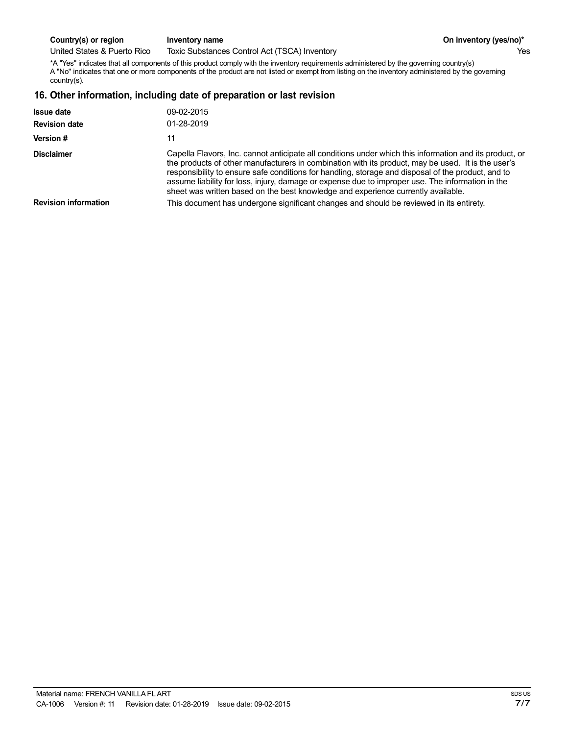| Country(s) or region | Inventory name | On inventory (yes/no)* |
|---|---|---|
| United States & Puerto Rico | Toxic Substances Control Act (TSCA) Inventory | Yes |

*A "Yes" indicates that all components of this product comply with the inventory requirements administered by the governing country(s)
A "No" indicates that one or more components of the product are not listed or exempt from listing on the inventory administered by the governing country(s).

## 16. Other information, including date of preparation or last revision

| | |
|---|---|
| **Issue date** | 09-02-2015 |
| **Revision date** | 01-28-2019 |
| **Version #** | 11 |
| **Disclaimer** | Capella Flavors, Inc. cannot anticipate all conditions under which this information and its product, or the products of other manufacturers in combination with its product, may be used. It is the user's responsibility to ensure safe conditions for handling, storage and disposal of the product, and to assume liability for loss, injury, damage or expense due to improper use. The information in the sheet was written based on the best knowledge and experience currently available. |
| **Revision information** | This document has undergone significant changes and should be reviewed in its entirety. |